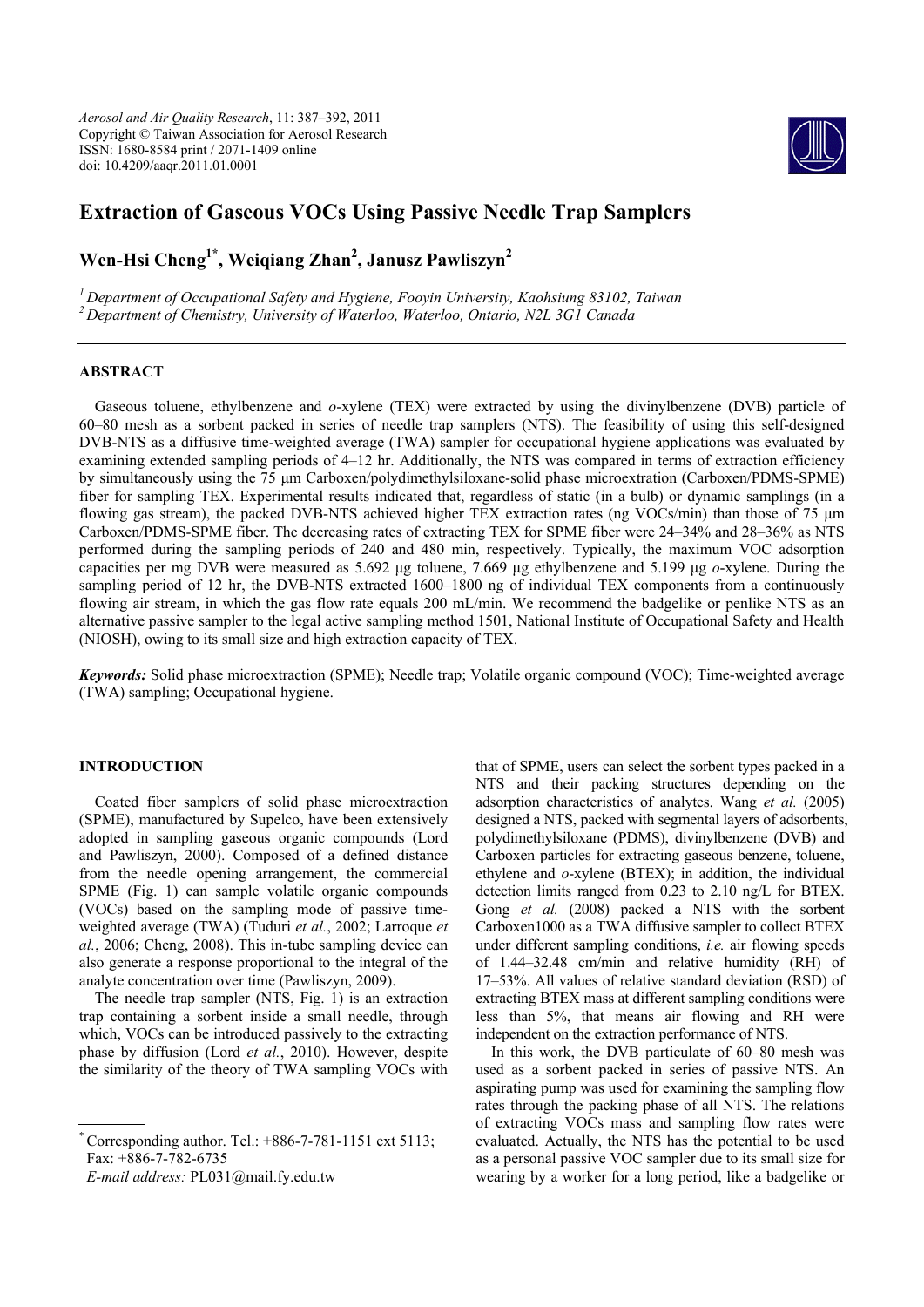*Aerosol and Air Quality Research*, 11: 387–392, 2011
Copyright © Taiwan Association for Aerosol Research
ISSN: 1680-8584 print / 2071-1409 online
doi: 10.4209/aaqr.2011.01.0001

# Extraction of Gaseous VOCs Using Passive Needle Trap Samplers

**Wen-Hsi Cheng[1*], Weiqiang Zhan[2], Janusz Pawliszyn[2]**

[1] *Department of Occupational Safety and Hygiene, Fooyin University, Kaohsiung 83102, Taiwan*
[2] *Department of Chemistry, University of Waterloo, Waterloo, Ontario, N2L 3G1 Canada*

## ABSTRACT

Gaseous toluene, ethylbenzene and *o*-xylene (TEX) were extracted by using the divinylbenzene (DVB) particle of 60–80 mesh as a sorbent packed in series of needle trap samplers (NTS). The feasibility of using this self-designed DVB-NTS as a diffusive time-weighted average (TWA) sampler for occupational hygiene applications was evaluated by examining extended sampling periods of 4–12 hr. Additionally, the NTS was compared in terms of extraction efficiency by simultaneously using the 75 μm Carboxen/polydimethylsiloxane-solid phase microextraction (Carboxen/PDMS-SPME) fiber for sampling TEX. Experimental results indicated that, regardless of static (in a bulb) or dynamic samplings (in a flowing gas stream), the packed DVB-NTS achieved higher TEX extraction rates (ng VOCs/min) than those of 75 μm Carboxen/PDMS-SPME fiber. The decreasing rates of extracting TEX for SPME fiber were 24–34% and 28–36% as NTS performed during the sampling periods of 240 and 480 min, respectively. Typically, the maximum VOC adsorption capacities per mg DVB were measured as 5.692 μg toluene, 7.669 μg ethylbenzene and 5.199 μg *o*-xylene. During the sampling period of 12 hr, the DVB-NTS extracted 1600–1800 ng of individual TEX components from a continuously flowing air stream, in which the gas flow rate equals 200 mL/min. We recommend the badgelike or penlike NTS as an alternative passive sampler to the legal active sampling method 1501, National Institute of Occupational Safety and Health (NIOSH), owing to its small size and high extraction capacity of TEX.

***Keywords:*** Solid phase microextraction (SPME); Needle trap; Volatile organic compound (VOC); Time-weighted average (TWA) sampling; Occupational hygiene.

## INTRODUCTION

Coated fiber samplers of solid phase microextraction (SPME), manufactured by Supelco, have been extensively adopted in sampling gaseous organic compounds (Lord and Pawliszyn, 2000). Composed of a defined distance from the needle opening arrangement, the commercial SPME (Fig. 1) can sample volatile organic compounds (VOCs) based on the sampling mode of passive time-weighted average (TWA) (Tuduri *et al.*, 2002; Larroque *et al.*, 2006; Cheng, 2008). This in-tube sampling device can also generate a response proportional to the integral of the analyte concentration over time (Pawliszyn, 2009).

The needle trap sampler (NTS, Fig. 1) is an extraction trap containing a sorbent inside a small needle, through which, VOCs can be introduced passively to the extracting phase by diffusion (Lord *et al.*, 2010). However, despite the similarity of the theory of TWA sampling VOCs with that of SPME, users can select the sorbent types packed in a NTS and their packing structures depending on the adsorption characteristics of analytes. Wang *et al.* (2005) designed a NTS, packed with segmental layers of adsorbents, polydimethylsiloxane (PDMS), divinylbenzene (DVB) and Carboxen particles for extracting gaseous benzene, toluene, ethylene and *o*-xylene (BTEX); in addition, the individual detection limits ranged from 0.23 to 2.10 ng/L for BTEX. Gong *et al.* (2008) packed a NTS with the sorbent Carboxen1000 as a TWA diffusive sampler to collect BTEX under different sampling conditions, *i.e.* air flowing speeds of 1.44–32.48 cm/min and relative humidity (RH) of 17–53%. All values of relative standard deviation (RSD) of extracting BTEX mass at different sampling conditions were less than 5%, that means air flowing and RH were independent on the extraction performance of NTS.

In this work, the DVB particulate of 60–80 mesh was used as a sorbent packed in series of passive NTS. An aspirating pump was used for examining the sampling flow rates through the packing phase of all NTS. The relations of extracting VOCs mass and sampling flow rates were evaluated. Actually, the NTS has the potential to be used as a personal passive VOC sampler due to its small size for wearing by a worker for a long period, like a badgelike or

---

\* Corresponding author. Tel.: +886-7-781-1151 ext 5113; Fax: +886-7-782-6735
*E-mail address:* PL031@mail.fy.edu.tw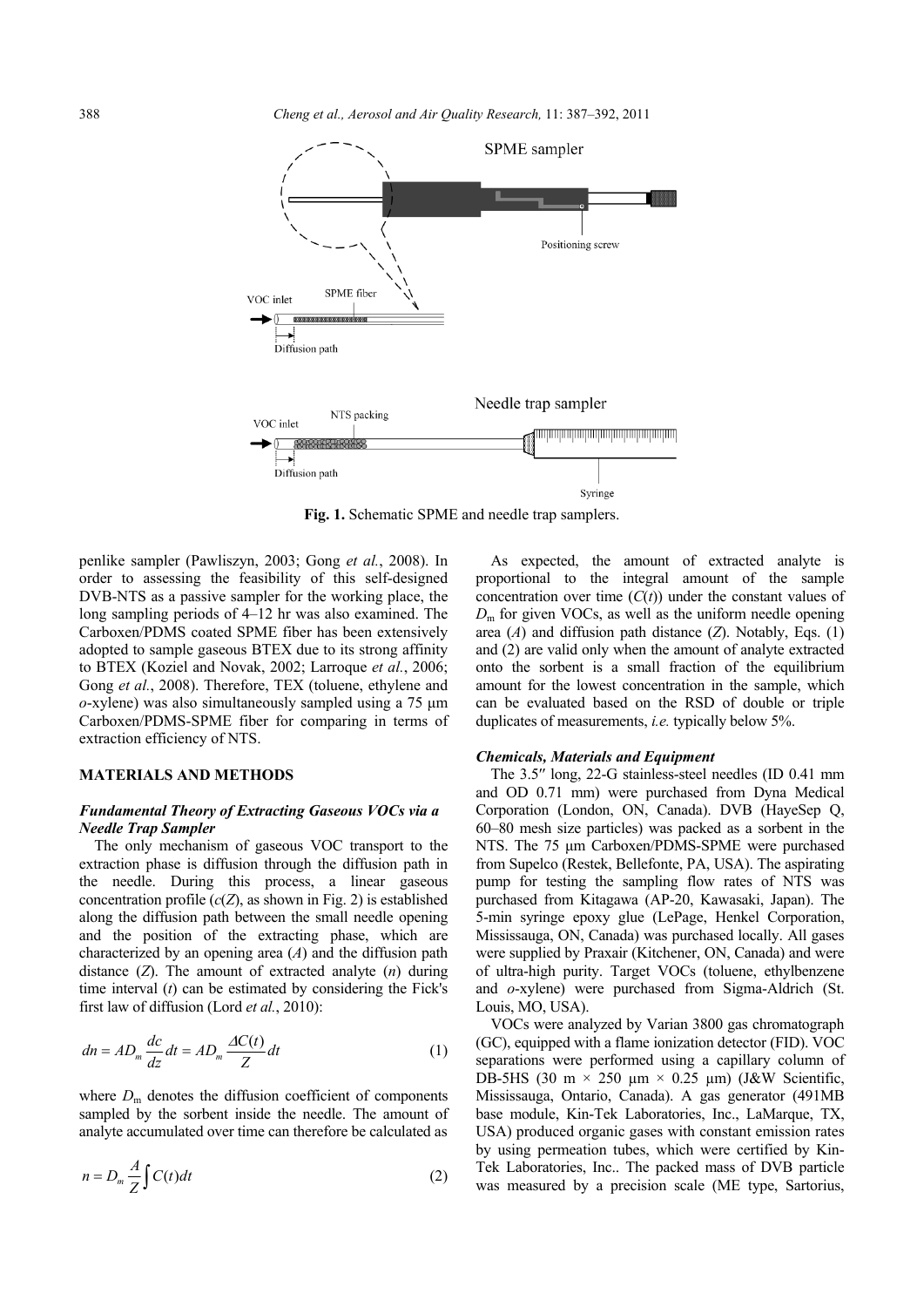Fig. 1. Schematic SPME and needle trap samplers.

penlike sampler (Pawliszyn, 2003; Gong *et al.*, 2008). In order to assessing the feasibility of this self-designed DVB-NTS as a passive sampler for the working place, the long sampling periods of 4–12 hr was also examined. The Carboxen/PDMS coated SPME fiber has been extensively adopted to sample gaseous BTEX due to its strong affinity to BTEX (Koziel and Novak, 2002; Larroque *et al.*, 2006; Gong *et al.*, 2008). Therefore, TEX (toluene, ethylene and *o*-xylene) was also simultaneously sampled using a 75 μm Carboxen/PDMS-SPME fiber for comparing in terms of extraction efficiency of NTS.

## MATERIALS AND METHODS

### *Fundamental Theory of Extracting Gaseous VOCs via a Needle Trap Sampler*

The only mechanism of gaseous VOC transport to the extraction phase is diffusion through the diffusion path in the needle. During this process, a linear gaseous concentration profile ($c(Z)$, as shown in Fig. 2) is established along the diffusion path between the small needle opening and the position of the extracting phase, which are characterized by an opening area ($A$) and the diffusion path distance ($Z$). The amount of extracted analyte ($n$) during time interval ($t$) can be estimated by considering the Fick's first law of diffusion (Lord *et al.*, 2010):

$$dn = AD_m \frac{dc}{dz} dt = AD_m \frac{\Delta C(t)}{Z} dt \tag{1}$$

where $D_m$ denotes the diffusion coefficient of components sampled by the sorbent inside the needle. The amount of analyte accumulated over time can therefore be calculated as

$$n = D_m \frac{A}{Z} \int C(t) dt \tag{2}$$

As expected, the amount of extracted analyte is proportional to the integral amount of the sample concentration over time ($C(t)$) under the constant values of $D_m$ for given VOCs, as well as the uniform needle opening area ($A$) and diffusion path distance ($Z$). Notably, Eqs. (1) and (2) are valid only when the amount of analyte extracted onto the sorbent is a small fraction of the equilibrium amount for the lowest concentration in the sample, which can be evaluated based on the RSD of double or triple duplicates of measurements, *i.e.* typically below 5%.

### *Chemicals, Materials and Equipment*

The 3.5″ long, 22-G stainless-steel needles (ID 0.41 mm and OD 0.71 mm) were purchased from Dyna Medical Corporation (London, ON, Canada). DVB (HayeSep Q, 60–80 mesh size particles) was packed as a sorbent in the NTS. The 75 μm Carboxen/PDMS-SPME were purchased from Supelco (Restek, Bellefonte, PA, USA). The aspirating pump for testing the sampling flow rates of NTS was purchased from Kitagawa (AP-20, Kawasaki, Japan). The 5-min syringe epoxy glue (LePage, Henkel Corporation, Mississauga, ON, Canada) was purchased locally. All gases were supplied by Praxair (Kitchener, ON, Canada) and were of ultra-high purity. Target VOCs (toluene, ethylbenzene and *o*-xylene) were purchased from Sigma-Aldrich (St. Louis, MO, USA).

VOCs were analyzed by Varian 3800 gas chromatograph (GC), equipped with a flame ionization detector (FID). VOC separations were performed using a capillary column of DB-5HS (30 m × 250 μm × 0.25 μm) (J&W Scientific, Mississauga, Ontario, Canada). A gas generator (491MB base module, Kin-Tek Laboratories, Inc., LaMarque, TX, USA) produced organic gases with constant emission rates by using permeation tubes, which were certified by Kin-Tek Laboratories, Inc.. The packed mass of DVB particle was measured by a precision scale (ME type, Sartorius,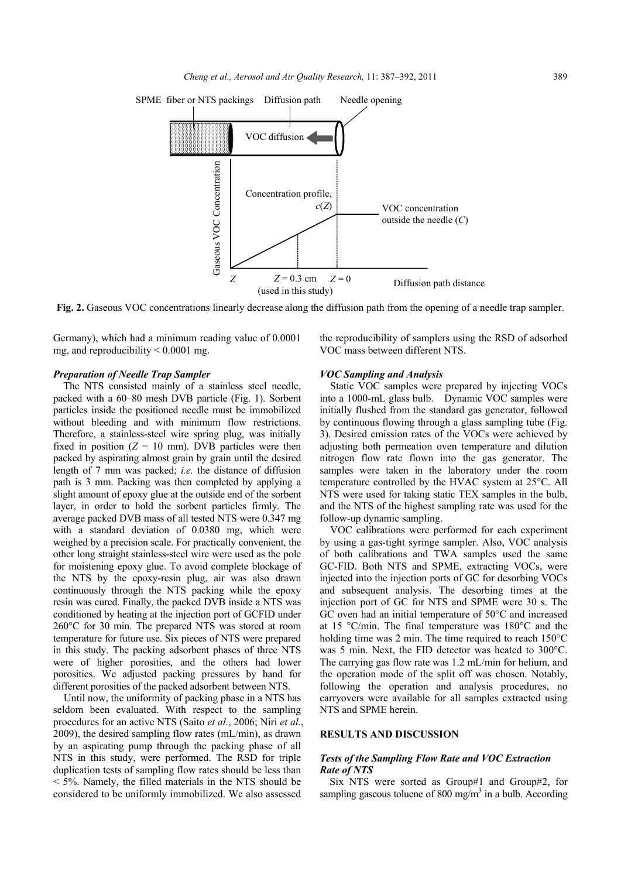**Fig. 2.** Gaseous VOC concentrations linearly decrease along the diffusion path from the opening of a needle trap sampler.

Germany), which had a minimum reading value of 0.0001 mg, and reproducibility < 0.0001 mg.

### *Preparation of Needle Trap Sampler*

The NTS consisted mainly of a stainless steel needle, packed with a 60–80 mesh DVB particle (Fig. 1). Sorbent particles inside the positioned needle must be immobilized without bleeding and with minimum flow restrictions. Therefore, a stainless-steel wire spring plug, was initially fixed in position ($Z$ = 10 mm). DVB particles were then packed by aspirating almost grain by grain until the desired length of 7 mm was packed; *i.e.* the distance of diffusion path is 3 mm. Packing was then completed by applying a slight amount of epoxy glue at the outside end of the sorbent layer, in order to hold the sorbent particles firmly. The average packed DVB mass of all tested NTS were 0.347 mg with a standard deviation of 0.0380 mg, which were weighed by a precision scale. For practically convenient, the other long straight stainless-steel wire were used as the pole for moistening epoxy glue. To avoid complete blockage of the NTS by the epoxy-resin plug, air was also drawn continuously through the NTS packing while the epoxy resin was cured. Finally, the packed DVB inside a NTS was conditioned by heating at the injection port of GCFID under 260°C for 30 min. The prepared NTS was stored at room temperature for future use. Six pieces of NTS were prepared in this study. The packing adsorbent phases of three NTS were of higher porosities, and the others had lower porosities. We adjusted packing pressures by hand for different porosities of the packed adsorbent between NTS.

Until now, the uniformity of packing phase in a NTS has seldom been evaluated. With respect to the sampling procedures for an active NTS (Saito *et al.*, 2006; Niri *et al.*, 2009), the desired sampling flow rates (mL/min), as drawn by an aspirating pump through the packing phase of all NTS in this study, were performed. The RSD for triple duplication tests of sampling flow rates should be less than < 5%. Namely, the filled materials in the NTS should be considered to be uniformly immobilized. We also assessed the reproducibility of samplers using the RSD of adsorbed VOC mass between different NTS.

### *VOC Sampling and Analysis*

Static VOC samples were prepared by injecting VOCs into a 1000-mL glass bulb. Dynamic VOC samples were initially flushed from the standard gas generator, followed by continuous flowing through a glass sampling tube (Fig. 3). Desired emission rates of the VOCs were achieved by adjusting both permeation oven temperature and dilution nitrogen flow rate flown into the gas generator. The samples were taken in the laboratory under the room temperature controlled by the HVAC system at 25°C. All NTS were used for taking static TEX samples in the bulb, and the NTS of the highest sampling rate was used for the follow-up dynamic sampling.

VOC calibrations were performed for each experiment by using a gas-tight syringe sampler. Also, VOC analysis of both calibrations and TWA samples used the same GC-FID. Both NTS and SPME, extracting VOCs, were injected into the injection ports of GC for desorbing VOCs and subsequent analysis. The desorbing times at the injection port of GC for NTS and SPME were 30 s. The GC oven had an initial temperature of 50°C and increased at 15 °C/min. The final temperature was 180°C and the holding time was 2 min. The time required to reach 150°C was 5 min. Next, the FID detector was heated to 300°C. The carrying gas flow rate was 1.2 mL/min for helium, and the operation mode of the split off was chosen. Notably, following the operation and analysis procedures, no carryovers were available for all samples extracted using NTS and SPME herein.

## RESULTS AND DISCUSSION

### *Tests of the Sampling Flow Rate and VOC Extraction Rate of NTS*

Six NTS were sorted as Group#1 and Group#2, for sampling gaseous toluene of 800 mg/m$^3$ in a bulb. According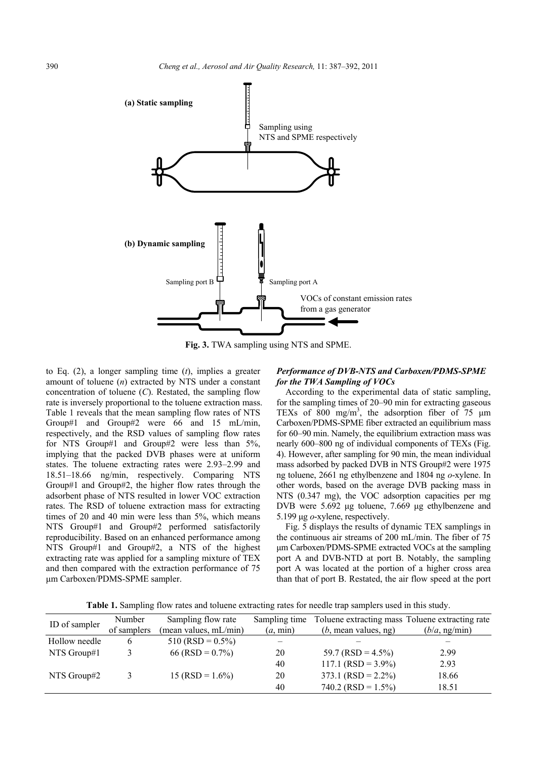(a) Static sampling

Sampling using NTS and SPME respectively

(b) Dynamic sampling

Sampling port B

Sampling port A

VOCs of constant emission rates from a gas generator

**Fig. 3.** TWA sampling using NTS and SPME.

to Eq. (2), a longer sampling time ($t$), implies a greater amount of toluene ($n$) extracted by NTS under a constant concentration of toluene ($C$). Restated, the sampling flow rate is inversely proportional to the toluene extraction mass. Table 1 reveals that the mean sampling flow rates of NTS Group#1 and Group#2 were 66 and 15 mL/min, respectively, and the RSD values of sampling flow rates for NTS Group#1 and Group#2 were less than 5%, implying that the packed DVB phases were at uniform states. The toluene extracting rates were 2.93–2.99 and 18.51–18.66 ng/min, respectively. Comparing NTS Group#1 and Group#2, the higher flow rates through the adsorbent phase of NTS resulted in lower VOC extraction rates. The RSD of toluene extraction mass for extracting times of 20 and 40 min were less than 5%, which means NTS Group#1 and Group#2 performed satisfactorily reproducibility. Based on an enhanced performance among NTS Group#1 and Group#2, a NTS of the highest extracting rate was applied for a sampling mixture of TEX and then compared with the extraction performance of 75 µm Carboxen/PDMS-SPME sampler.

### *Performance of DVB-NTS and Carboxen/PDMS-SPME for the TWA Sampling of VOCs*

According to the experimental data of static sampling, for the sampling times of 20–90 min for extracting gaseous TEXs of 800 mg/m$^3$, the adsorption fiber of 75 µm Carboxen/PDMS-SPME fiber extracted an equilibrium mass for 60–90 min. Namely, the equilibrium extraction mass was nearly 600–800 ng of individual components of TEXs (Fig. 4). However, after sampling for 90 min, the mean individual mass adsorbed by packed DVB in NTS Group#2 were 1975 ng toluene, 2661 ng ethylbenzene and 1804 ng *o*-xylene. In other words, based on the average DVB packing mass in NTS (0.347 mg), the VOC adsorption capacities per mg DVB were 5.692 µg toluene, 7.669 µg ethylbenzene and 5.199 µg *o*-xylene, respectively.

Fig. 5 displays the results of dynamic TEX samplings in the continuous air streams of 200 mL/min. The fiber of 75 µm Carboxen/PDMS-SPME extracted VOCs at the sampling port A and DVB-NTD at port B. Notably, the sampling port A was located at the portion of a higher cross area than that of port B. Restated, the air flow speed at the port

**Table 1.** Sampling flow rates and toluene extracting rates for needle trap samplers used in this study.

| ID of sampler | Number of samplers | Sampling flow rate (mean values, mL/min) | Sampling time ($a$, min) | Toluene extracting mass ($b$, mean values, ng) | Toluene extracting rate ($b/a$, ng/min) |
|---|---|---|---|---|---|
| Hollow needle | 6 | 510 (RSD = 0.5%) | – | – | – |
| NTS Group#1 | 3 | 66 (RSD = 0.7%) | 20 | 59.7 (RSD = 4.5%) | 2.99 |
| | | | 40 | 117.1 (RSD = 3.9%) | 2.93 |
| NTS Group#2 | 3 | 15 (RSD = 1.6%) | 20 | 373.1 (RSD = 2.2%) | 18.66 |
| | | | 40 | 740.2 (RSD = 1.5%) | 18.51 |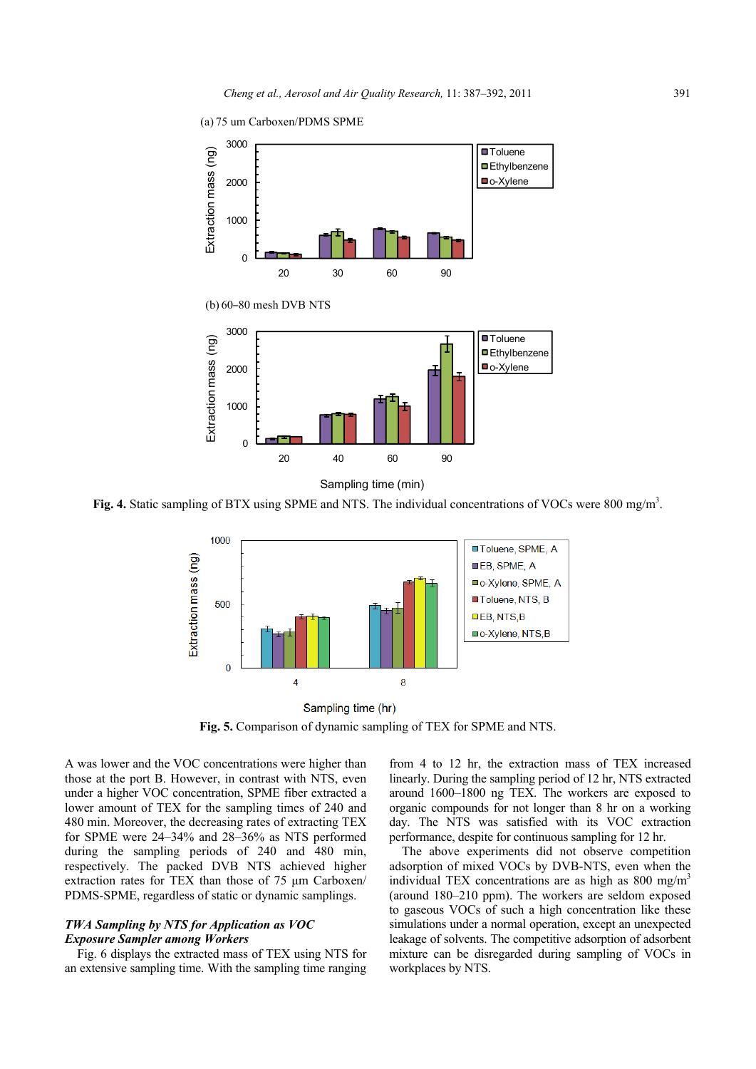**Fig. 4.** Static sampling of BTX using SPME and NTS. The individual concentrations of VOCs were 800 mg/m$^3$.

**Fig. 5.** Comparison of dynamic sampling of TEX for SPME and NTS.

A was lower and the VOC concentrations were higher than those at the port B. However, in contrast with NTS, even under a higher VOC concentration, SPME fiber extracted a lower amount of TEX for the sampling times of 240 and 480 min. Moreover, the decreasing rates of extracting TEX for SPME were 24–34% and 28–36% as NTS performed during the sampling periods of 240 and 480 min, respectively. The packed DVB NTS achieved higher extraction rates for TEX than those of 75 µm Carboxen/PDMS-SPME, regardless of static or dynamic samplings.

***TWA Sampling by NTS for Application as VOC Exposure Sampler among Workers***

Fig. 6 displays the extracted mass of TEX using NTS for an extensive sampling time. With the sampling time ranging from 4 to 12 hr, the extraction mass of TEX increased linearly. During the sampling period of 12 hr, NTS extracted around 1600–1800 ng TEX. The workers are exposed to organic compounds for not longer than 8 hr on a working day. The NTS was satisfied with its VOC extraction performance, despite for continuous sampling for 12 hr.

The above experiments did not observe competition adsorption of mixed VOCs by DVB-NTS, even when the individual TEX concentrations are as high as 800 mg/m$^3$ (around 180–210 ppm). The workers are seldom exposed to gaseous VOCs of such a high concentration like these simulations under a normal operation, except an unexpected leakage of solvents. The competitive adsorption of adsorbent mixture can be disregarded during sampling of VOCs in workplaces by NTS.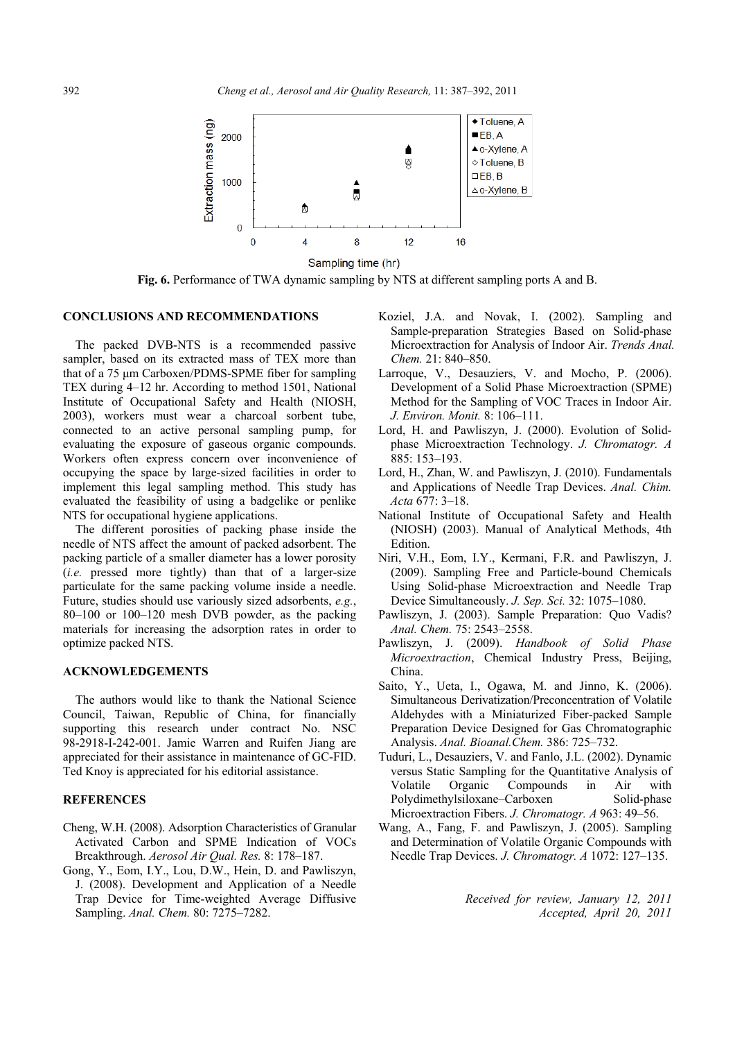Extraction mass (ng)

2000

1000

0

0 4 8 12 16

Sampling time (hr)

◆Toluene, A
■EB, A
▲o-Xylene, A
◇Toluene, B
□EB, B
△o-Xylene, B

**Fig. 6.** Performance of TWA dynamic sampling by NTS at different sampling ports A and B.

## CONCLUSIONS AND RECOMMENDATIONS

The packed DVB-NTS is a recommended passive sampler, based on its extracted mass of TEX more than that of a 75 µm Carboxen/PDMS-SPME fiber for sampling TEX during 4–12 hr. According to method 1501, National Institute of Occupational Safety and Health (NIOSH, 2003), workers must wear a charcoal sorbent tube, connected to an active personal sampling pump, for evaluating the exposure of gaseous organic compounds. Workers often express concern over inconvenience of occupying the space by large-sized facilities in order to implement this legal sampling method. This study has evaluated the feasibility of using a badgelike or penlike NTS for occupational hygiene applications.

The different porosities of packing phase inside the needle of NTS affect the amount of packed adsorbent. The packing particle of a smaller diameter has a lower porosity (*i.e.* pressed more tightly) than that of a larger-size particulate for the same packing volume inside a needle. Future, studies should use variously sized adsorbents, *e.g.*, 80–100 or 100–120 mesh DVB powder, as the packing materials for increasing the adsorption rates in order to optimize packed NTS.

## ACKNOWLEDGEMENTS

The authors would like to thank the National Science Council, Taiwan, Republic of China, for financially supporting this research under contract No. NSC 98-2918-I-242-001. Jamie Warren and Ruifen Jiang are appreciated for their assistance in maintenance of GC-FID. Ted Knoy is appreciated for his editorial assistance.

## REFERENCES

Cheng, W.H. (2008). Adsorption Characteristics of Granular Activated Carbon and SPME Indication of VOCs Breakthrough. *Aerosol Air Qual. Res.* 8: 178–187.

Gong, Y., Eom, I.Y., Lou, D.W., Hein, D. and Pawliszyn, J. (2008). Development and Application of a Needle Trap Device for Time-weighted Average Diffusive Sampling. *Anal. Chem.* 80: 7275–7282.

Koziel, J.A. and Novak, I. (2002). Sampling and Sample-preparation Strategies Based on Solid-phase Microextraction for Analysis of Indoor Air. *Trends Anal. Chem.* 21: 840–850.

Larroque, V., Desauziers, V. and Mocho, P. (2006). Development of a Solid Phase Microextraction (SPME) Method for the Sampling of VOC Traces in Indoor Air. *J. Environ. Monit.* 8: 106–111.

Lord, H. and Pawliszyn, J. (2000). Evolution of Solid-phase Microextraction Technology. *J. Chromatogr. A* 885: 153–193.

Lord, H., Zhan, W. and Pawliszyn, J. (2010). Fundamentals and Applications of Needle Trap Devices. *Anal. Chim. Acta* 677: 3–18.

National Institute of Occupational Safety and Health (NIOSH) (2003). Manual of Analytical Methods, 4th Edition.

Niri, V.H., Eom, I.Y., Kermani, F.R. and Pawliszyn, J. (2009). Sampling Free and Particle-bound Chemicals Using Solid-phase Microextraction and Needle Trap Device Simultaneously. *J. Sep. Sci.* 32: 1075–1080.

Pawliszyn, J. (2003). Sample Preparation: Quo Vadis? *Anal. Chem.* 75: 2543–2558.

Pawliszyn, J. (2009). *Handbook of Solid Phase Microextraction*, Chemical Industry Press, Beijing, China.

Saito, Y., Ueta, I., Ogawa, M. and Jinno, K. (2006). Simultaneous Derivatization/Preconcentration of Volatile Aldehydes with a Miniaturized Fiber-packed Sample Preparation Device Designed for Gas Chromatographic Analysis. *Anal. Bioanal.Chem.* 386: 725–732.

Tuduri, L., Desauziers, V. and Fanlo, J.L. (2002). Dynamic versus Static Sampling for the Quantitative Analysis of Volatile Organic Compounds in Air with Polydimethylsiloxane–Carboxen Solid-phase Microextraction Fibers. *J. Chromatogr. A* 963: 49–56.

Wang, A., Fang, F. and Pawliszyn, J. (2005). Sampling and Determination of Volatile Organic Compounds with Needle Trap Devices. *J. Chromatogr. A* 1072: 127–135.

*Received for review, January 12, 2011*
*Accepted, April 20, 2011*